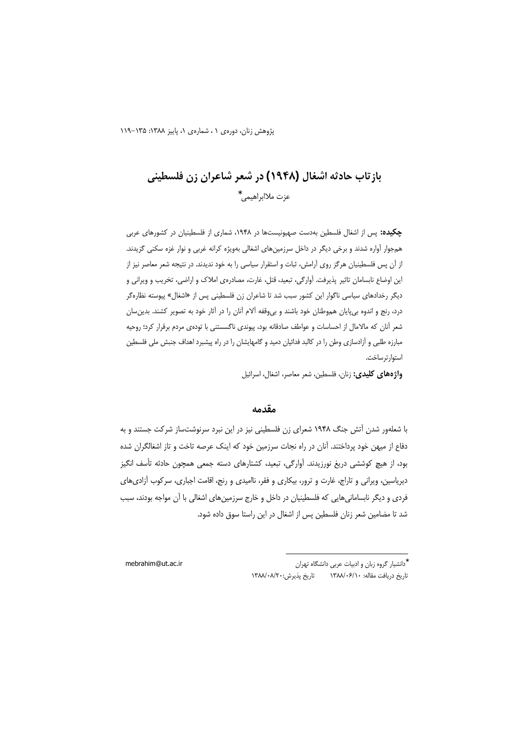# بازتاب حادثه اشغال (۱۹۴۸) در شعر شاعران زن فلسطینی

عزت ملاابراهیمی*

**چکیده:** پس از اشغال فلسطین به‌دست صهیونیست‌ها در ۱۹۴۸، شماری از فلسطینیان در کشورهای عربی هم‌جوار آواره شدند و برخی دیگر در داخل سرزمین‌های اشغالی به‌ویژه کرانه غربی و نوار غزه سکنی گزیدند. از آن پس فلسطینیان هرگز روی آرامش، ثبات و استقرار سیاسی را به خود ندیدند. در نتیجه شعر معاصر نیز از این اوضاع نابسامان تاثیر پذیرفت. آوارگی، تبعید، قتل، غارت، مصادره‌ی املاک و اراضی، تخریب و ویرانی و دیگر رخدادهای سیاسی ناگوار این کشور سبب شد تا شاعران زن فلسطینی پس از «اشغال» پیوسته نظاره‌گر درد، رنج و اندوه بی‌پایان هم‌وطنان خود باشند و بی‌وقفه آلام آنان را در آثار خود به تصویر کشند. بدین‌سان شعر آنان که مالامال از احساسات و عواطف صادقانه بود، پیوندی ناگسستنی با توده‌ی مردم برقرار کرد؛ روحیه مبارزه طلبی و آزادسازی وطن را در کالبد فدائیان دمید و گامهایشان را در راه پیشبرد اهداف جنبش ملی فلسطین استوارترساخت.

**واژه‌های کلیدی:** زنان، فلسطین، شعر معاصر، اشغال، اسرائیل

## مقدمه

با شعله‌ور شدن آتش جنگ ۱۹۴۸ شعرای زن فلسطینی نیز در این نبرد سرنوشت‌ساز شرکت جستند و به دفاع از میهن خود پرداختند. آنان در راه نجات سرزمین خود که اینک عرصه تاخت و تاز اشغالگران شده بود، از هیچ کوششی دریغ نورزیدند. آوارگی، تبعید، کشتارهای دسته جمعی همچون حادثه تأسف انگیز دیریاسین، ویرانی و تاراج، غارت و ترور، بیکاری و فقر، ناامیدی و رنج، اقامت اجباری، سرکوب آزادی‌های فردی و دیگر نابسامانی‌هایی که فلسطینیان در داخل و خارج سرزمین‌های اشغالی با آن مواجه بودند، سبب شد تا مضامین شعر زنان فلسطین پس از اشغال در این راستا سوق داده شود.

---

* دانشیار گروه زبان و ادبیات عربی دانشگاه تهران mebrahim@ut.ac.ir

تاریخ دریافت مقاله: ۱۳۸۸/۰۶/۱۰ تاریخ پذیرش: ۱۳۸۸/۰۸/۲۰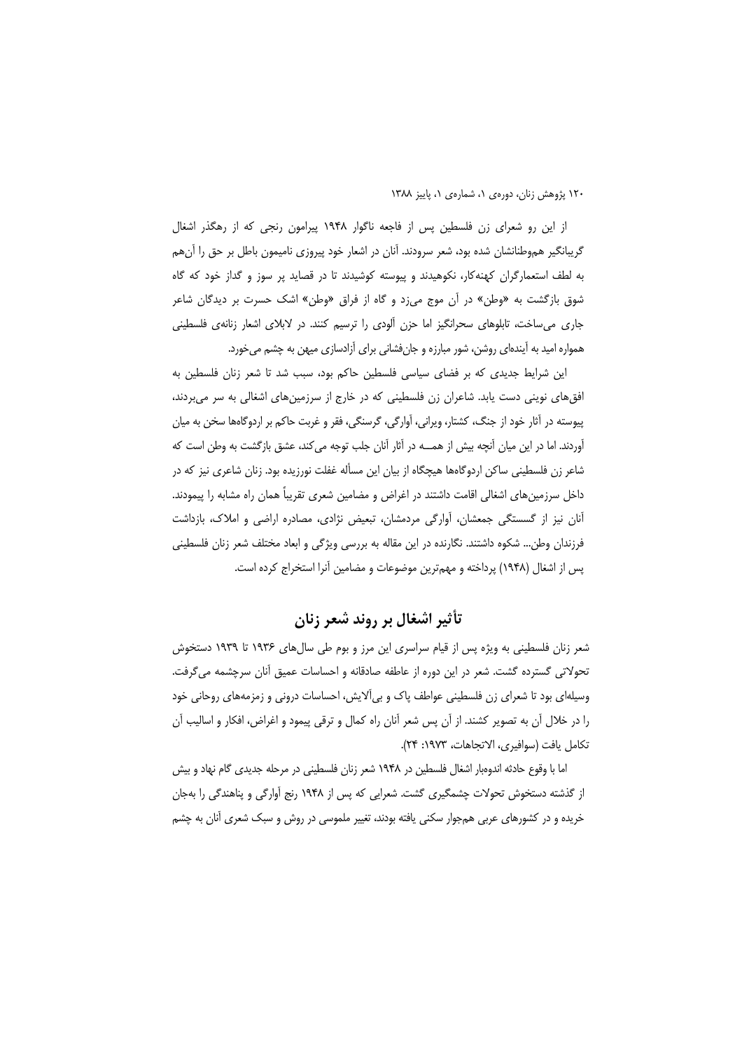از این رو شعرای زن فلسطین پس از فاجعه ناگوار ۱۹۴۸ پیرامون رنجی که از رهگذر اشغال گریبانگیر هم‌وطنانشان شده بود، شعر سرودند. آنان در اشعار خود پیروزی نامیمون باطل بر حق را آن‌هم به لطف استعمارگران کهنه‌کار، نکوهیدند و پیوسته کوشیدند تا در قصاید پر سوز و گداز خود که گاه شوق بازگشت به «وطن» در آن موج می‌زد و گاه از فراق «وطن» اشک حسرت بر دیدگان شاعر جاری می‌ساخت، تابلوهای سحرانگیز اما حزن آلودی را ترسیم کنند. در لابلای اشعار زنانه‌ی فلسطینی همواره امید به آینده‌ای روشن، شور مبارزه و جان‌فشانی برای آزادسازی میهن به چشم می‌خورد.

این شرایط جدیدی که بر فضای سیاسی فلسطین حاکم بود، سبب شد تا شعر زنان فلسطین به افق‌های نوینی دست یابد. شاعران زن فلسطینی که در خارج از سرزمین‌های اشغالی به سر می‌بردند، پیوسته در آثار خود از جنگ، کشتار، ویرانی، آوارگی، گرسنگی، فقر و غربت حاکم بر اردوگاه‌ها سخن به میان آوردند. اما در این میان آنچه بیش از همـــه در آثار آنان جلب توجه می‌کند، عشق بازگشت به وطن است که شاعر زن فلسطینی ساکن اردوگاه‌ها هیچگاه از بیان این مسأله غفلت نورزیده بود. زنان شاعری نیز که در داخل سرزمین‌های اشغالی اقامت داشتند در اغراض و مضامین شعری تقریباً همان راه مشابه را پیمودند. آنان نیز از گسستگی جمعشان، آوارگی مردمشان، تبعیض نژادی، مصادره اراضی و املاک، بازداشت فرزندان وطن... شکوه داشتند. نگارنده در این مقاله به بررسی ویژگی و ابعاد مختلف شعر زنان فلسطینی پس از اشغال (۱۹۴۸) پرداخته و مهم‌ترین موضوعات و مضامین آنرا استخراج کرده است.

## تأثیر اشغال بر روند شعر زنان

شعر زنان فلسطینی به ویژه پس از قیام سراسری این مرز و بوم طی سال‌های ۱۹۳۶ تا ۱۹۳۹ دستخوش تحولاتی گسترده گشت. شعر در این دوره از عاطفه صادقانه و احساسات عمیق آنان سرچشمه می‌گرفت. وسیله‌ای بود تا شعرای زن فلسطینی عواطف پاک و بی‌آلایش، احساسات درونی و زمزمه‌های روحانی خود را در خلال آن به تصویر کشند. از آن پس شعر آنان راه کمال و ترقی پیمود و اغراض، افکار و اسالیب آن تکامل یافت (سوافیری، الاتجاهات، ۱۹۷۳: ۲۴).

اما با وقوع حادثه اندوهبار اشغال فلسطین در ۱۹۴۸ شعر زنان فلسطینی در مرحله جدیدی گام نهاد و بیش از گذشته دستخوش تحولات چشمگیری گشت. شعرایی که پس از ۱۹۴۸ رنج آوارگی و پناهندگی را به‌جان خریده و در کشورهای عربی هم‌جوار سکنی یافته بودند، تغییر ملموسی در روش و سبک شعری آنان به چشم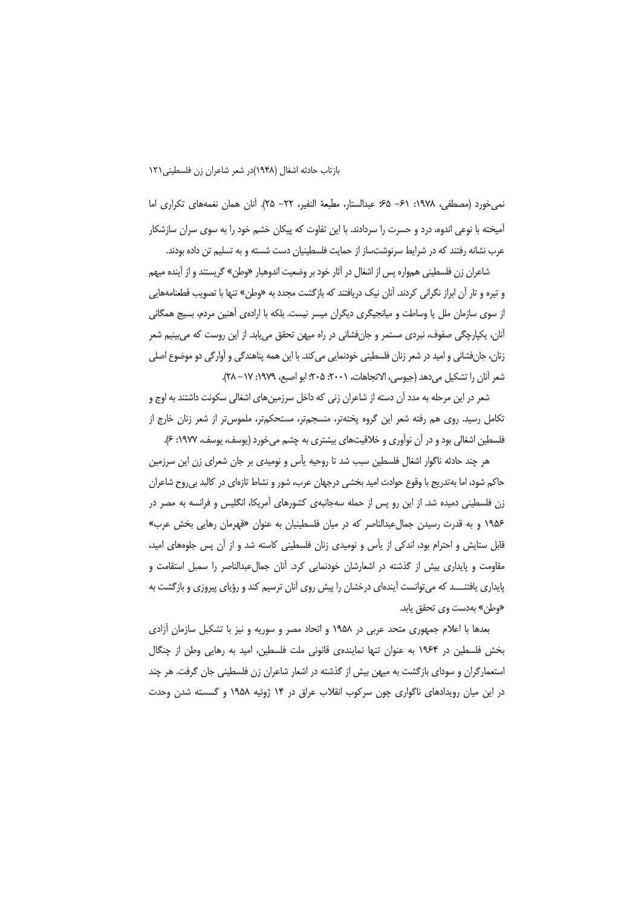نمی‌خورد (مصطفی، ۱۹۷۸: ۶۱– ۶۵؛ عبدالستار، مطبعة النفير، ۲۲– ۲۵). آنان همان نغمه‌های تکراری اما آمیخته با نوعی اندوه، درد و حسرت را سردادند. با این تفاوت که پیکان خشم خود را به سوی سران سازشکار عرب نشانه رفتند که در شرایط سرنوشت‌ساز از حمایت فلسطینیان دست شسته و به تسلیم تن داده بودند.

شاعران زن فلسطینی همواره پس از اشغال در آثار خود بر وضعیت اندوهبار «وطن» گریستند و از آینده مبهم و تیره و تار آن ابراز نگرانی کردند. آنان نیک دریافتند که بازگشت مجدد به «وطن» تنها با تصویب قطعنامه‌هایی از سوی سازمان ملل یا وساطت و میانجیگری دیگران میسر نیست. بلکه با اراده‌ی آهنین مردم، بسیج همگانی آنان، یکپارچگی صفوف، نبردی مستمر و جان‌فشانی در راه میهن تحقق می‌یابد. از این روست که می‌بینیم شعر زنان، جان‌فشانی و امید در شعر زنان فلسطینی خودنمایی می‌کند. با این همه پناهندگی و آوارگی دو موضوع اصلی شعر آنان را تشکیل می‌دهد (جیوسی، الاتجاهات، ۲۰۰۱: ۲۰۵؛ ابو اصبع، ۱۹۷۹: ۱۷– ۲۸).

شعر در این مرحله به مدد آن دسته از شاعران زنی که داخل سرزمین‌های اشغالی سکونت داشتند به اوج و تکامل رسید. روی هم رفته شعر این گروه پخته‌تر، منسجم‌تر، مستحکم‌تر، ملموس‌تر از شعر زنان خارج از فلسطین اشغالی بود و در آن نوآوری و خلاقیت‌های بیشتری به چشم می‌خورد (یوسف، یوسف، ۱۹۷۷: ۶).

هر چند حادثه ناگوار اشغال فلسطین سبب شد تا روحیه یأس و نومیدی بر جان شعرای زن این سرزمین حاکم شود، اما به‌تدریج با وقوع حوادث امید بخشی درجهان عرب، شور و نشاط تازه‌ای در کالبد بی‌روح شاعران زن فلسطینی دمیده شد. از این رو پس از حمله سه‌جانبه‌ی کشورهای آمریکا، انگلیس و فرانسه به مصر در ۱۹۵۶ و به قدرت رسیدن جمال‌عبدالناصر که در میان فلسطینیان به عنوان «قهرمان رهایی بخش عرب» قابل ستایش و احترام بود، اندکی از یأس و نومیدی زنان فلسطینی کاسته شد و از آن پس جلوه‌های امید، مقاومت و پایداری بیش از گذشته در اشعارشان خودنمایی کرد. آنان جمال‌عبدالناصر را سمبل استقامت و پایداری یافتنـــد که می‌توانست آینده‌ای درخشان را پیش روی آنان ترسیم کند و رؤیای پیروزی و بازگشت به «وطن» به‌دست وی تحقق یابد.

بعدها با اعلام جمهوری متحد عربی در ۱۹۵۸ و اتحاد مصر و سوریه و نیز با تشکیل سازمان آزادی بخش فلسطین در ۱۹۶۴ به عنوان تنها نماینده‌ی قانونی ملت فلسطین، امید به رهایی وطن از چنگال استعمارگران و سودای بازگشت به میهن بیش از گذشته در اشعار شاعران زن فلسطینی جان گرفت. هر چند در این میان رویدادهای ناگواری چون سرکوب انقلاب عراق در ۱۴ ژوئیه ۱۹۵۸ و گسسته شدن وحدت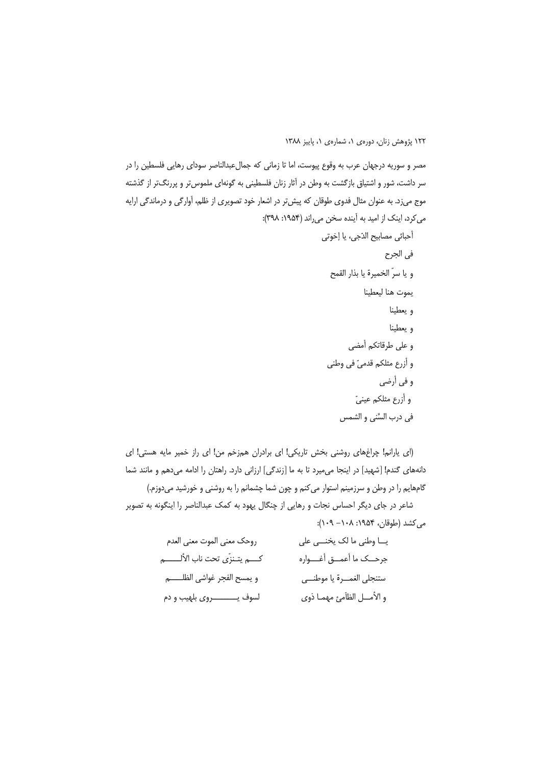مصر و سوریه درجهان عرب به وقوع پیوست، اما تا زمانی که جمال‌عبدالناصر سودای رهایی فلسطین را در سر داشت، شور و اشتیاق بازگشت به وطن در آثار زنان فلسطینی به گونه‌ای ملموس‌تر و پررنگ‌تر از گذشته موج می‌زد. به عنوان مثال فدوی طوقان که پیش‌تر در اشعار خود تصویری از ظلم، آوارگی و درماندگی ارایه می‌کرد، اینک از امید به آینده سخن می‌راند (۱۹۵۴: ۳۹۸):

أحبائی مصابیح الدّجی، یا إخوتی

فی الجرح

و یا سرَّ الخمیرة یا بذار القمح

یموت هنا لیعطینا

و یعطینا

و یعطینا

و علی طرقاتکم أمضی

و أزرع مثلکم قدمیّ فی وطنی

و فی أرضی

و أزرع مثلکم عینیّ

فی درب السَّنی و الشمس

(ای یارانم! چراغ‌های روشنی بخش تاریکی! ای برادران هم‌زخم من! ای راز خمیر مایه هستی! ای دانه‌های گندم! [شهید] در اینجا می‌میرد تا به ما [زندگی] ارزانی دارد. راهتان را ادامه می‌دهم و مانند شما گام‌هایم را در وطن و سرزمینم استوار می‌کنم و چون شما چشمانم را به روشنی و خورشید می‌دوزم.)

شاعر در جای دیگر احساس نجات و رهایی از چنگال یهود به کمک عبدالناصر را اینگونه به تصویر می‌کشد (طوقان، ۱۹۵۴: ۱۰۸– ۱۰۹):

یـــا وطنی ما لک یخنـــی علی &nbsp;&nbsp;&nbsp;&nbsp; روحک معنی الموت معنی العدم

جرحـــک ما أعمـــق أغـــواره &nbsp;&nbsp;&nbsp;&nbsp; کـــم یتـنزّی تحت ناب الألـــــم

ستنجلی الغمـــرة یا موطنـــی &nbsp;&nbsp;&nbsp;&nbsp; و یمسح الفجر غواشی الظلـــــم

و الأمـــل الظآمئ مهمـا ذوی &nbsp;&nbsp;&nbsp;&nbsp; لسوف یـــــــــروی بلهیب و دم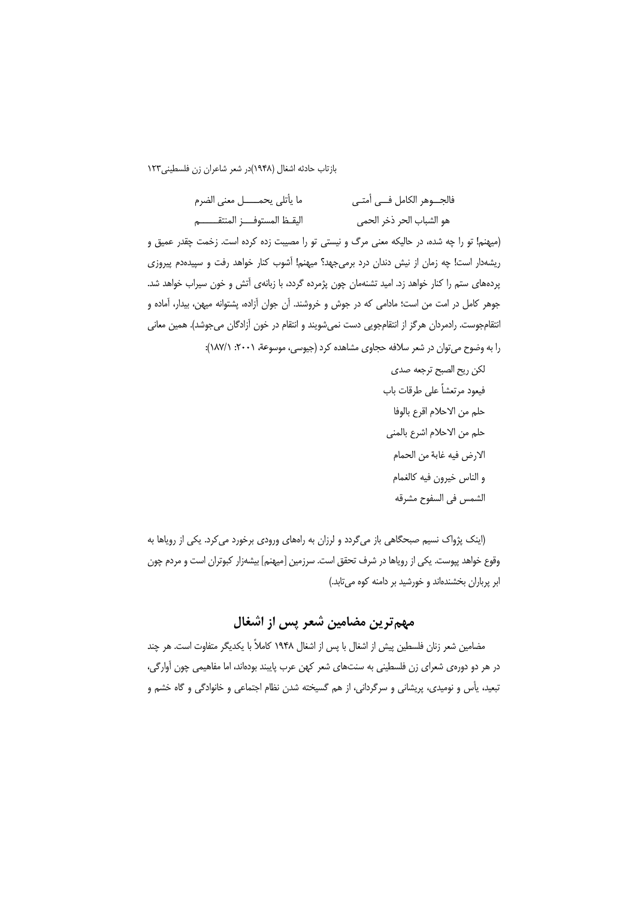فالجـــوهر الكامل فـــي أمتـــي ما يأتلي يحمـــــل معنى الضرم

هو الشباب الحر ذخر الحمى اليقـظ المستوفـــز المنتقـــــم

(میهنم! تو را چه شده، در حالیکه معنی مرگ و نیستی تو را مصیبت زده کرده است. زخمت چقدر عمیق و ریشه‌دار است! چه زمان از نیش دندان درد برمی‌جهد؟ میهنم! آشوب کنار خواهد رفت و سپیده‌دم پیروزی پرده‌های ستم را کنار خواهد زد. امید تشنه‌مان چون پژمرده گردد، با زبانه‌ی آتش و خون سیراب خواهد شد. جوهر کامل در امت من است؛ مادامی که در جوش و خروشند. آن جوان آزاده، پشتوانه میهن، بیدار، آماده و انتقام‌جوست. رادمردان هرگز از انتقام‌جویی دست نمی‌شویند و انتقام در خون آزادگان می‌جوشد). همین معانی را به وضوح می‌توان در شعر سلافه حجاوی مشاهده کرد (جیوسی، موسوعة، ۲۰۰۱: ۱۸۷/۱):

لكن ريح الصبح ترجعه صدى

فيعود مرتعشاً على طرقات باب

حلم من الاحلام اقرع بالوفا

حلم من الاحلام اشرع بالمنى

الارض فيه غابة من الحمام

و الناس خيرون فيه كالغمام

الشمس فی السفوح مشرقه

(اینک پژواک نسیم صبحگاهی باز می‌گردد و لرزان به راه‌های ورودی برخورد می‌کرد. یکی از رویاها به وقوع خواهد پیوست. یکی از رویاها در شرف تحقق است. سرزمین [میهنم] بیشه‌زار کبوتران است و مردم چون ابر پرباران بخشنده‌اند و خورشید بر دامنه کوه می‌تابد.)

## مهم‌ترین مضامین شعر پس از اشغال

مضامین شعر زنان فلسطین پیش از اشغال با پس از اشغال ۱۹۴۸ کاملاً با یکدیگر متفاوت است. هر چند در هر دو دوره‌ی شعرای زن فلسطینی به سنت‌های شعر کهن عرب پایبند بوده‌اند، اما مفاهیمی چون آوارگی، تبعید، یأس و نومیدی، پریشانی و سرگردانی، از هم گسیخته شدن نظام اجتماعی و خانوادگی و گاه خشم و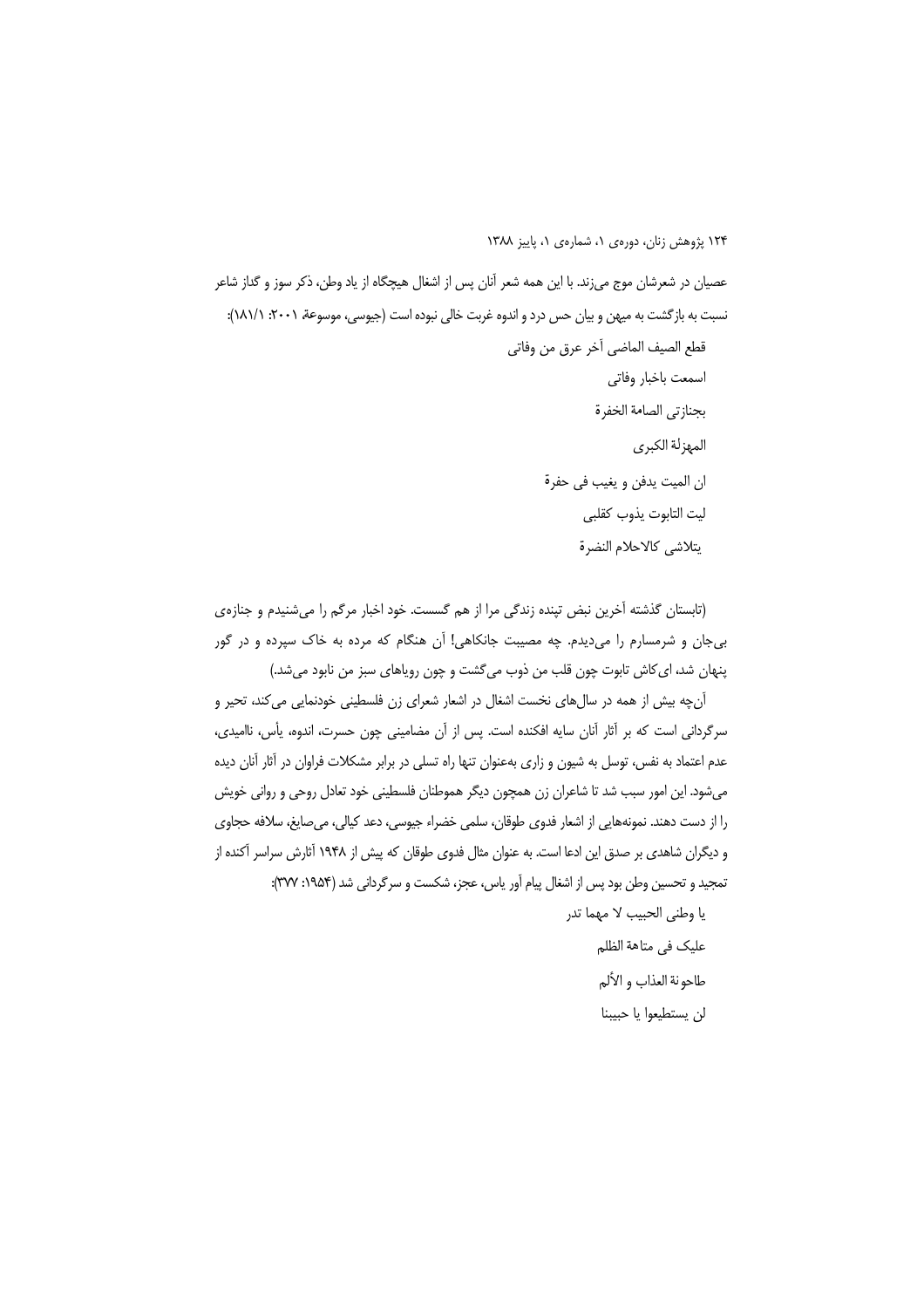عصیان در شعرشان موج می‌زند. با این همه شعر آنان پس از اشغال هیچگاه از یاد وطن، ذکر سوز و گداز شاعر نسبت به بازگشت به میهن و بیان حس درد و اندوه غربت خالی نبوده است (جیوسی، موسوعة ۲۰۰۱: ۱/۱۸۱):

قطع الصیف الماضی آخر عرق من وفاتی

اسمعت باخبار وفاتی

بجنازتی الصامة الخفرة

المهزلة الکبری

ان المیت یدفن و یغیب فی حفرة

لیت التابوت یذوب کقلبی

یتلاشی کالاحلام النضرة

(تابستان گذشته آخرین نبض تپنده زندگی مرا از هم گسست. خود اخبار مرگم را می‌شنیدم و جنازه‌ی بی‌جان و شرمسارم را می‌دیدم. چه مصیبت جانکاهی! آن هنگام که مرده به خاک سپرده و در گور پنهان شد، ای‌کاش تابوت چون قلب من ذوب می‌گشت و چون رویاهای سبز من نابود می‌شد.)

آن‌چه بیش از همه در سال‌های نخست اشغال در اشعار شعرای زن فلسطینی خودنمایی می‌کند، تحیر و سرگردانی است که بر آثار آنان سایه افکنده است. پس از آن مضامینی چون حسرت، اندوه، یأس، ناامیدی، عدم اعتماد به نفس، توسل به شیون و زاری به‌عنوان تنها راه تسلی در برابر مشکلات فراوان در آثار آنان دیده می‌شود. این امور سبب شد تا شاعران زن همچون دیگر هموطنان فلسطینی خود تعادل روحی و روانی خویش را از دست دهند. نمونه‌هایی از اشعار فدوی طوقان، سلمی خضراء جیوسی، دعد کیالی، می‌صایغ، سلافه حجاوی و دیگران شاهدی بر صدق این ادعا است. به عنوان مثال فدوی طوقان که پیش از ۱۹۴۸ آثارش سراسر آکنده از تمجید و تحسین وطن بود پس از اشغال پیام آور یاس، عجز، شکست و سرگردانی شد (۱۹۵۴: ۳۷۷):

یا وطنی الحبیب لا مهما تدر

علیک فی متاهة الظلم

طاحونة العذاب و الألم

لن یستطیعوا یا حبیبنا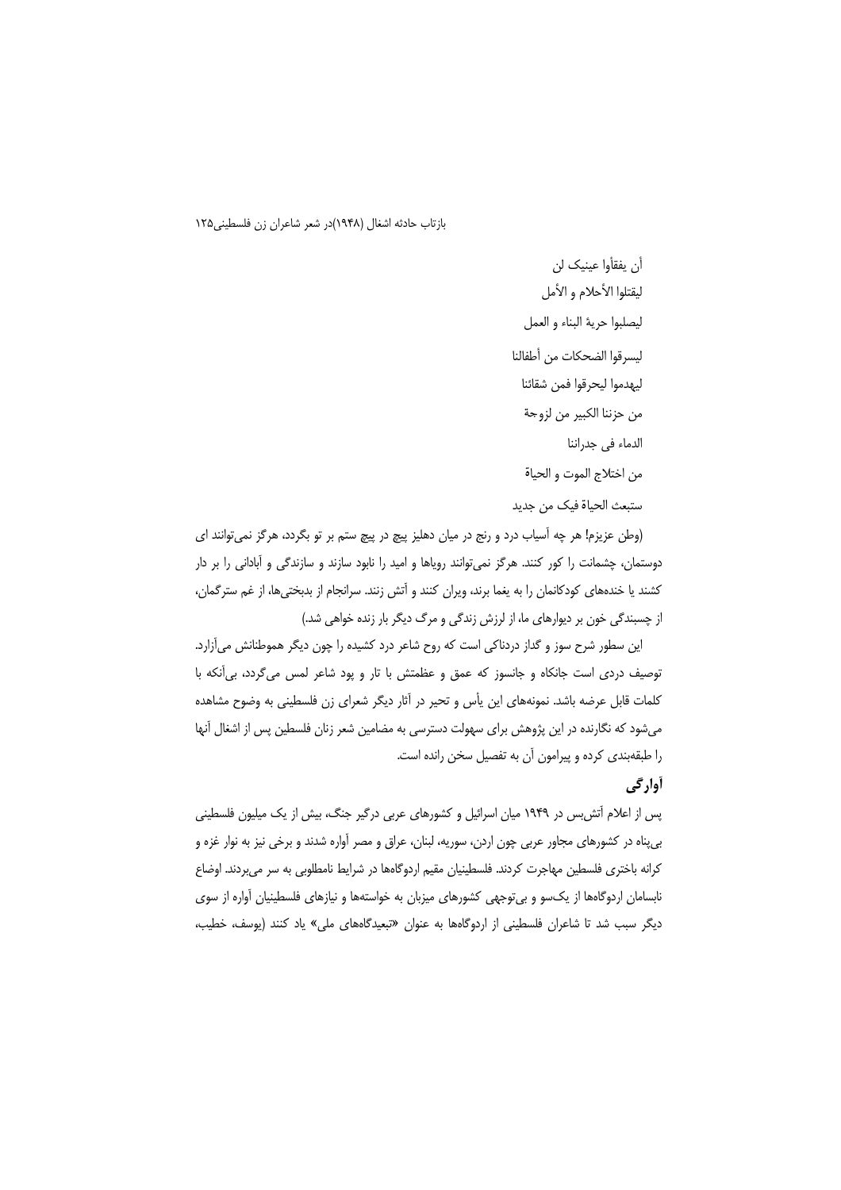أن يفقأوا عينيک لن

ليقتلوا الأحلام و الأمل

ليصلبوا حرية البناء و العمل

ليسرقوا الضحكات من أطفالنا

ليهدموا ليحرقوا فمن شقائنا

من حزننا الكبير من لزوجة

الدماء في جدراننا

من اختلاج الموت و الحياة

ستبعث الحياة فيک من جديد

(وطن عزیزم! هر چه آسیاب درد و رنج در میان دهلیز پیچ در پیچ ستم بر تو بگردد، هرگز نمی‌توانند ای دوستمان، چشمانت را کور کنند. هرگز نمی‌توانند رویاها و امید را نابود سازند و سازندگی و آبادانی را بر دار کشند یا خنده‌های کودکانمان را به یغما برند، ویران کنند و آتش زنند. سرانجام از بدبختی‌ها، از غم سترگمان، از چسبندگی خون بر دیوارهای ما، از لرزش زندگی و مرگ دیگر بار زنده خواهی شد.)

این سطور شرح سوز و گداز دردناکی است که روح شاعر درد کشیده را چون دیگر هموطنانش می‌آزارد. توصیف دردی است جانکاه و جانسوز که عمق و عظمتش با تار و پود شاعر لمس می‌گردد، بی‌آنکه با کلمات قابل عرضه باشد. نمونه‌های این یأس و تحیر در آثار دیگر شعرای زن فلسطینی به وضوح مشاهده می‌شود که نگارنده در این پژوهش برای سهولت دسترسی به مضامین شعر زنان فلسطین پس از اشغال آنها را طبقه‌بندی کرده و پیرامون آن به تفصیل سخن رانده است.

## آوارگی

پس از اعلام آتش‌بس در ۱۹۴۹ میان اسرائیل و کشورهای عربی درگیر جنگ، بیش از یک میلیون فلسطینی بی‌پناه در کشورهای مجاور عربی چون اردن، سوریه، لبنان، عراق و مصر آواره شدند و برخی نیز به نوار غزه و کرانه باختری فلسطین مهاجرت کردند. فلسطینیان مقیم اردوگاه‌ها در شرایط نامطلوبی به سر می‌بردند. اوضاع نابسامان اردوگاه‌ها از یک‌سو و بی‌توجهی کشورهای میزبان به خواسته‌ها و نیازهای فلسطینیان آواره از سوی دیگر سبب شد تا شاعران فلسطینی از اردوگاه‌ها به عنوان «تبعیدگاه‌های ملی» یاد کنند (یوسف، خطیب،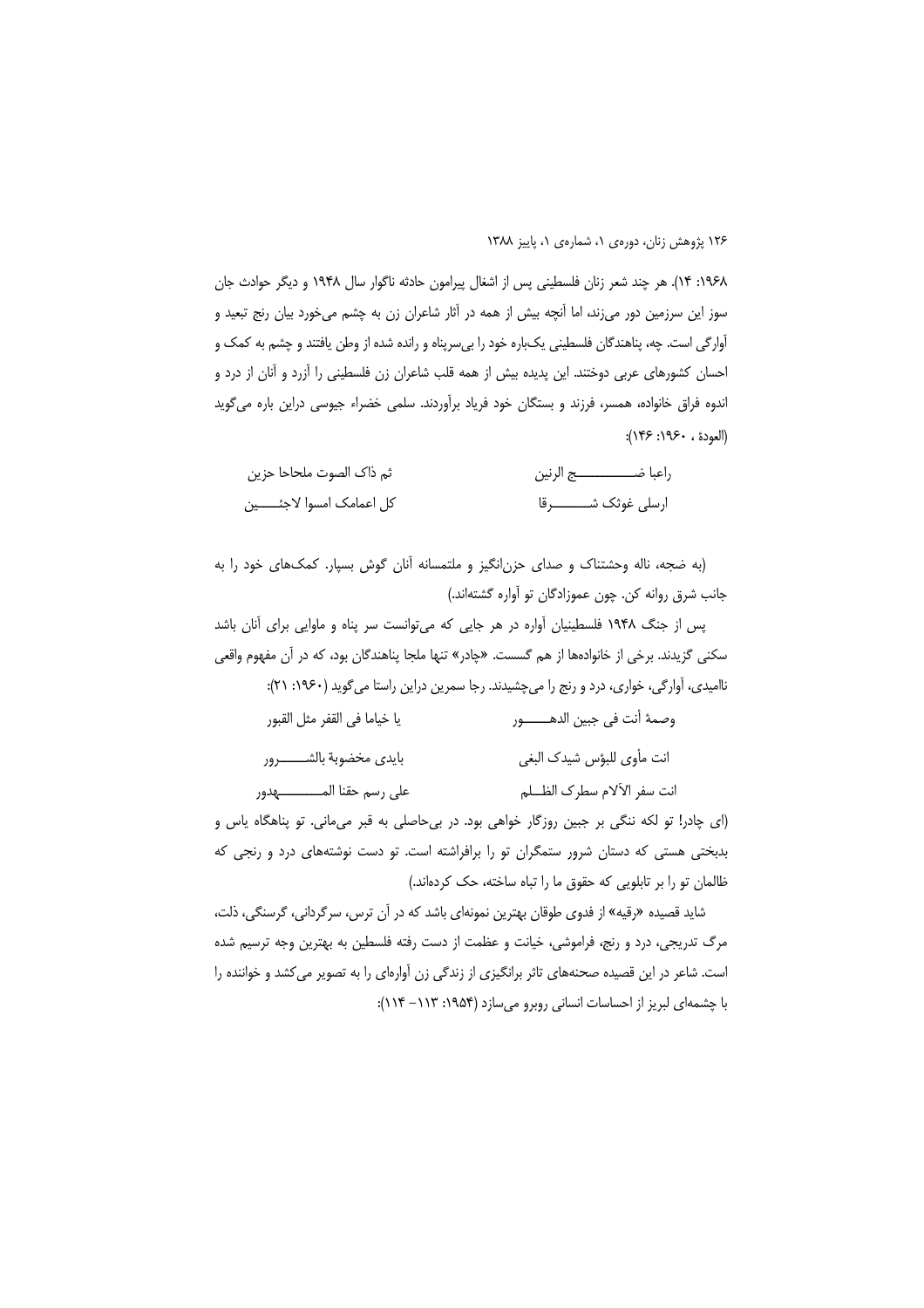۱۹۶۸: ۱۴). هر چند شعر زنان فلسطینی پس از اشغال پیرامون حادثه ناگوار سال ۱۹۴۸ و دیگر حوادث جان سوز این سرزمین دور می‌زند، اما آنچه بیش از همه در آثار شاعران زن به چشم می‌خورد بیان رنج تبعید و آوارگی است. چه، پناهندگان فلسطینی یک‌باره خود را بی‌سرپناه و رانده شده از وطن یافتند و چشم به کمک و احسان کشورهای عربی دوختند. این پدیده بیش از همه قلب شاعران زن فلسطینی را آزرد و آنان از درد و اندوه فراق خانواده، همسر، فرزند و بستگان خود فریاد برآوردند. سلمی خضراء جیوسی دراین باره می‌گوید (العودة ، ۱۹۶۰: ۱۴۶):

| | |
|---|---|
| راعبا ضـــــــــــج الرنین | ثم ذاک الصوت ملحاحا حزین |
| ارسلی غوثک شــــــــرقا | کل اعمامک امسوا لاجئـــــین |

(به ضجه، ناله وحشتناک و صدای حزن‌انگیز و ملتمسانه آنان گوش بسپار. کمک‌های خود را به جانب شرق روانه کن. چون عموزادگان تو آواره گشته‌اند.)

پس از جنگ ۱۹۴۸ فلسطینیان آواره در هر جایی که می‌توانست سر پناه و ماوایی برای آنان باشد سکنی گزیدند. برخی از خانواده‌ها از هم گسست. «چادر» تنها ملجا پناهندگان بود، که در آن مفهوم واقعی ناامیدی، آوارگی، خواری، درد و رنج را می‌چشیدند. رجا سمرین دراین راستا می‌گوید (۱۹۶۰: ۲۱):

| | |
|---|---|
| وصمة أنت فی جبین الدهـــــــور | یا خیاما فی القفر مثل القبور |
| انت مأوی للبؤس شیدک البغی | بایدی مخضوبة بالشــــــرور |
| انت سفر الآلام سطرک الظـــلم | علی رسم حقنا المـــــــــهدور |

(ای چادر! تو لکه ننگی بر جبین روزگار خواهی بود. در بی‌حاصلی به قبر می‌مانی. تو پناهگاه یاس و بدبختی هستی که دستان شرور ستمگران تو را برافراشته است. تو دست نوشته‌های درد و رنجی که ظالمان تو را بر تابلویی که حقوق ما را تباه ساخته، حک کرده‌اند.)

شاید قصیده «رقیه» از فدوی طوقان بهترین نمونه‌ای باشد که در آن ترس، سرگردانی، گرسنگی، ذلت، مرگ تدریجی، درد و رنج، فراموشی، خیانت و عظمت از دست رفته فلسطین به بهترین وجه ترسیم شده است. شاعر در این قصیده صحنه‌های تاثر برانگیزی از زندگی زن آواره‌ای را به تصویر می‌کشد و خواننده را با چشمه‌ای لبریز از احساسات انسانی روبرو می‌سازد (۱۹۵۴: ۱۱۳– ۱۱۴):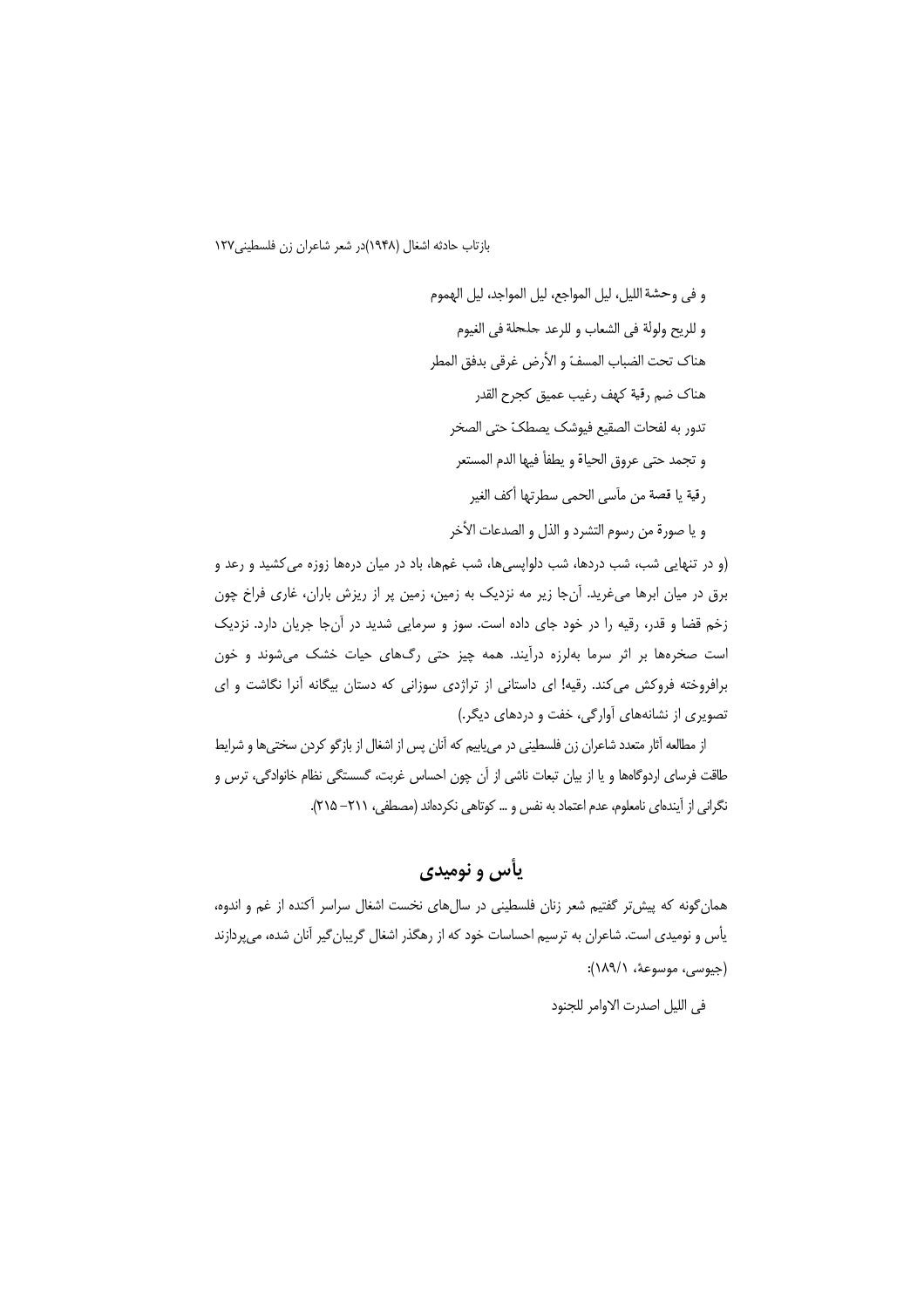و فی وحشة اللیل، لیل المواجع، لیل المواجد، لیل الهموم

و للریح ولولة فی الشعاب و للرعد جلجلة فی الغیوم

هناک تحت الضباب المسفّ و الأرض غرقی بدفق المطر

هناک ضم رقیة کهف رغیب عمیق کجرح القدر

تدور به لفحات الصقیع فیوشک یصطکّ حتی الصخر

و تجمد حتی عروق الحیاة و یطفأ فیها الدم المستعر

رقیة یا قصة من مآسی الحمی سطرتها أکف الغیر

و یا صورة من رسوم التشرد و الذل و الصدعات الأخر

(و در تنهایی شب، شب دردها، شب دلواپسی‌ها، شب غم‌ها، باد در میان دره‌ها زوزه می‌کشید و رعد و برق در میان ابرها می‌غرید. آن‌جا زیر مه نزدیک به زمین، زمین پر از ریزش باران، غاری فراخ چون زخم قضا و قدر، رقیه را در خود جای داده است. سوز و سرمایی شدید در آن‌جا جریان دارد. نزدیک است صخره‌ها بر اثر سرما به‌لرزه درآیند. همه چیز حتی رگ‌های حیات خشک می‌شوند و خون برافروخته فروکش می‌کند. رقیه! ای داستانی از تراژدی سوزانی که دستان بیگانه آنرا نگاشت و ای تصویری از نشانه‌های آوارگی، خفت و دردهای دیگر.)

از مطالعه آثار متعدد شاعران زن فلسطینی در می‌یابیم که آنان پس از اشغال از بازگو کردن سختی‌ها و شرایط طاقت فرسای اردوگاه‌ها و یا از بیان تبعات ناشی از آن چون احساس غربت، گسستگی نظام خانوادگی، ترس و نگرانی از آینده‌ای نامعلوم، عدم اعتماد به نفس و ... کوتاهی نکرده‌اند (مصطفی، ۲۱۱– ۲۱۵).

## یأس و نومیدی

همان‌گونه که پیش‌تر گفتیم شعر زنان فلسطینی در سال‌های نخست اشغال سراسر آکنده از غم و اندوه، یأس و نومیدی است. شاعران به ترسیم احساسات خود که از رهگذر اشغال گریبان‌گیر آنان شده، می‌پردازند (جیوسی، موسوعة، ۱۸۹/۱):

فی اللیل اصدرت الاوامر للجنود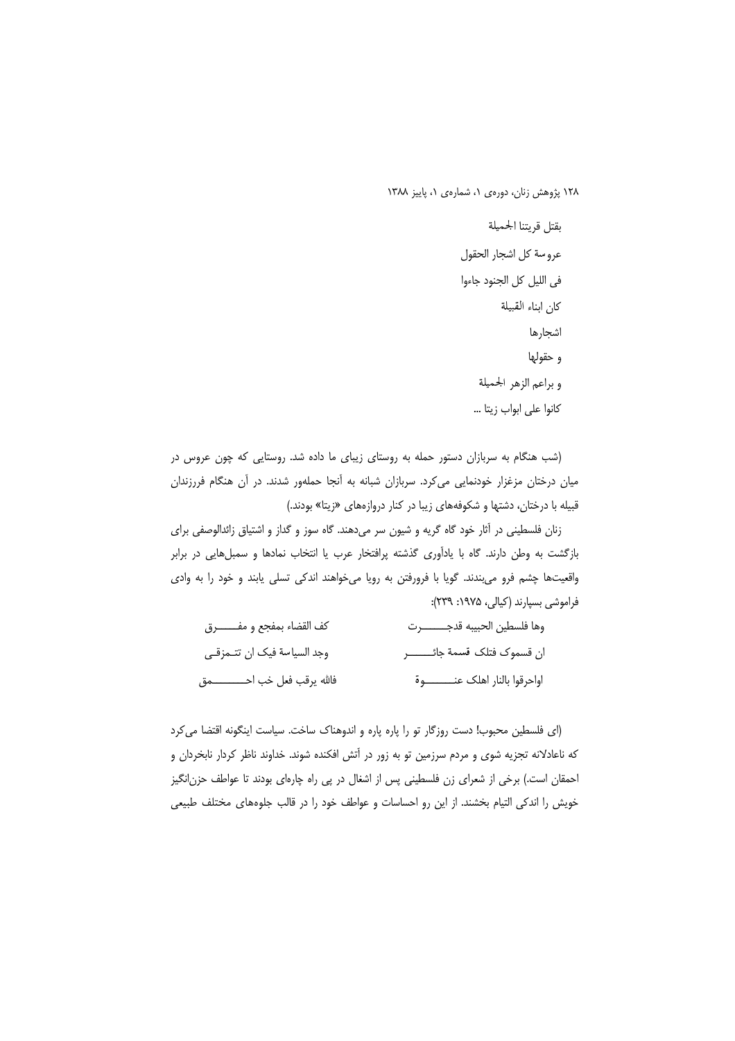بقتل قريتنا الجميلة

عروسة كل اشجار الحقول

فی الليل کل الجنود جاءوا

کان ابناء القبيلة

اشجارها

و حقولها

و براعم الزهر الجميلة

کانوا علی ابواب زيتا ...

(شب هنگام به سربازان دستور حمله به روستای زیبای ما داده شد. روستایی که چون عروس در میان درختان مزغزار خودنمایی می‌کرد. سربازان شبانه به آنجا حمله‌ور شدند. در آن هنگام فرزندان قبیله با درختان، دشتها و شکوفه‌های زیبا در کنار دروازه‌های «زیتا» بودند.)

زنان فلسطینی در آثار خود گاه گریه و شیون سر می‌دهند. گاه سوز و گداز و اشتیاق زائدالوصفی برای بازگشت به وطن دارند. گاه با یادآوری گذشته پرافتخار عرب یا انتخاب نمادها و سمبل‌هایی در برابر واقعیت‌ها چشم فرو می‌بندند. گویا با فرورفتن به رویا می‌خواهند اندکی تسلی یابند و خود را به وادی فراموشی بسپارند (کیالی، ۱۹۷۵: ۲۳۹):

| | |
|---|---|
| وها فلسطين الحبيبه قدجــــــرت | کف القضاء بمفجع و مفـــــرق |
| ان قسموک فتلک قسمة جائـــــــر | وجد السياسة فيک ان تتـمزقـی |
| اواحرقوا بالنار اهلک عنــــــــوة | فالله يرقب فعل خب احـــــــــمق |

(ای فلسطین محبوب! دست روزگار تو را پاره پاره و اندوهناک ساخت. سیاست اینگونه اقتضا می‌کرد که ناعادلانه تجزیه شوی و مردم سرزمین تو به زور در آتش افکنده شوند. خداوند ناظر کردار نابخردان و احمقان است.) برخی از شعرای زن فلسطینی پس از اشغال در پی راه چاره‌ای بودند تا عواطف حزن‌انگیز خویش را اندکی التیام بخشند. از این رو احساسات و عواطف خود را در قالب جلوه‌های مختلف طبیعی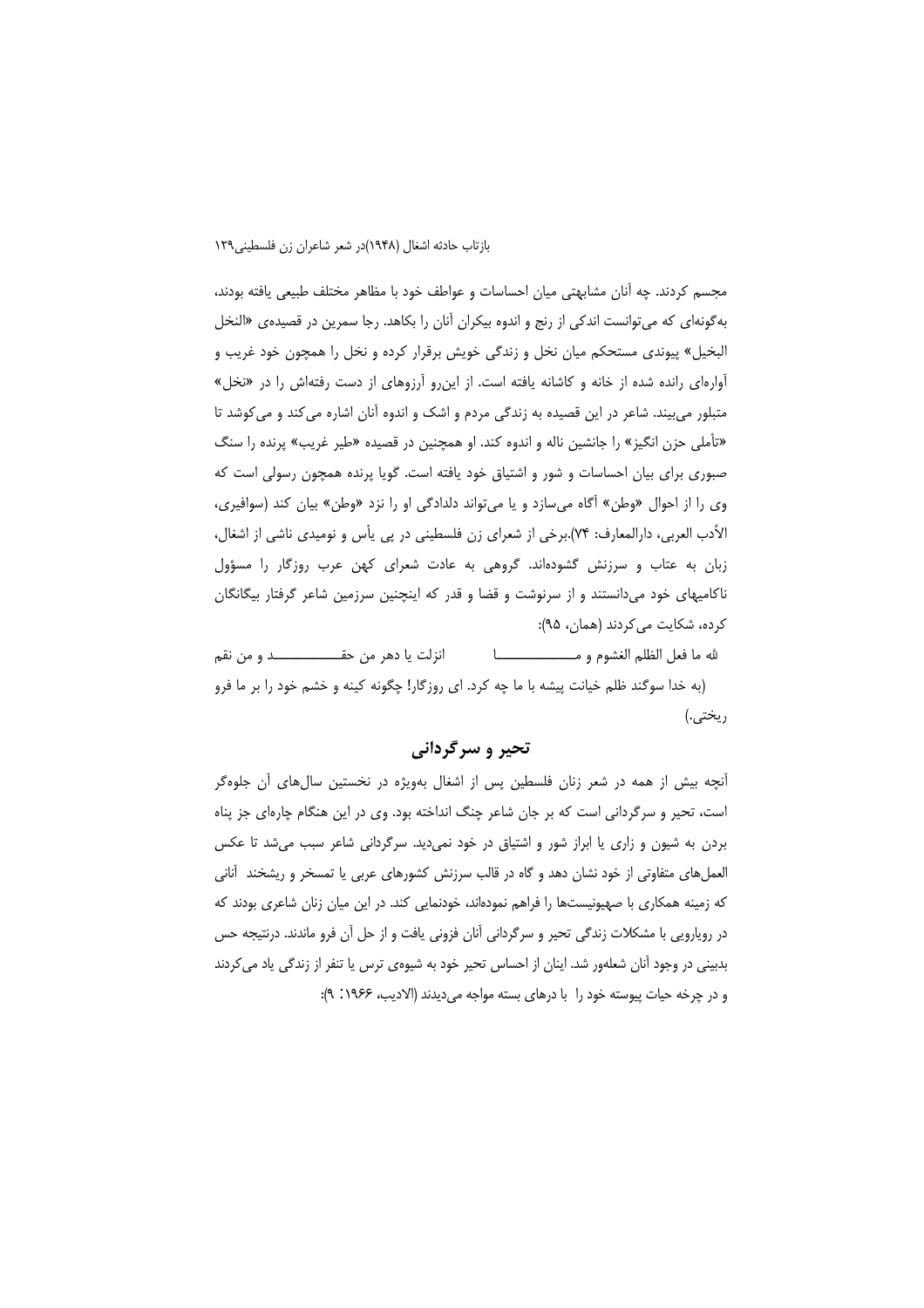مجسم کردند. چه آنان مشابهتی میان احساسات و عواطف خود با مظاهر مختلف طبیعی یافته بودند، به‌گونه‌ای که می‌توانست اندکی از رنج و اندوه بیکران آنان را بکاهد. رجا سمرین در قصیده‌ی «النخل البخیل» پیوندی مستحکم میان نخل و زندگی خویش برقرار کرده و نخل را همچون خود غریب و آواره‌ای رانده شده از خانه و کاشانه یافته است. از این‌رو آرزوهای از دست رفته‌اش را در «نخل» متبلور می‌بیند. شاعر در این قصیده به زندگی مردم و اشک و اندوه آنان اشاره می‌کند و می‌کوشد تا «تأملی حزن انگیز» را جانشین ناله و اندوه کند. او همچنین در قصیده «طیر غریب» پرنده را سنگ صبوری برای بیان احساسات و شور و اشتیاق خود یافته است. گویا پرنده همچون رسولی است که وی را از احوال «وطن» آگاه می‌سازد و یا می‌تواند دلدادگی او را نزد «وطن» بیان کند (سوافیری، الأدب العربی، دارالمعارف: ۷۴).برخی از شعرای زن فلسطینی در پی یأس و نومیدی ناشی از اشغال، زبان به عتاب و سرزنش گشوده‌اند. گروهی به عادت شعرای کهن عرب روزگار را مسؤول ناکامیهای خود می‌دانستند و از سرنوشت و قضا و قدر که اینچنین سرزمین شاعر گرفتار بیگانگان کرده، شکایت می‌کردند (همان، ۹۵):

لله ما فعل الظلم الغشوم و مـــــــــــا انزلت یا دهر من حقـــــــــــد و من نقم

(به خدا سوگند ظلم خیانت پیشه با ما چه کرد. ای روزگار! چگونه کینه و خشم خود را بر ما فرو ریختی.)

## تحیر و سرگردانی

آنچه بیش از همه در شعر زنان فلسطین پس از اشغال به‌ویژه در نخستین سال‌های آن جلوه‌گر است، تحیر و سرگردانی است که بر جان شاعر چنگ انداخته بود. وی در این هنگام چاره‌ای جز پناه بردن به شیون و زاری یا ابراز شور و اشتیاق در خود نمی‌دید. سرگردانی شاعر سبب می‌شد تا عکس العمل‌های متفاوتی از خود نشان دهد و گاه در قالب سرزنش کشورهای عربی یا تمسخر و ریشخند آنانی که زمینه همکاری با صهیونیست‌ها را فراهم نموده‌اند، خودنمایی کند. در این میان زنان شاعری بودند که در رویارویی با مشکلات زندگی تحیر و سرگردانی آنان فزونی یافت و از حل آن فرو ماندند. درنتیجه حس بدبینی در وجود آنان شعله‌ور شد. اینان از احساس تحیر خود به شیوه‌ی ترس یا تنفر از زندگی یاد می‌کردند و در چرخه حیات پیوسته خود را با درهای بسته مواجه می‌دیدند (الادیب، ۱۹۶۶: ۹):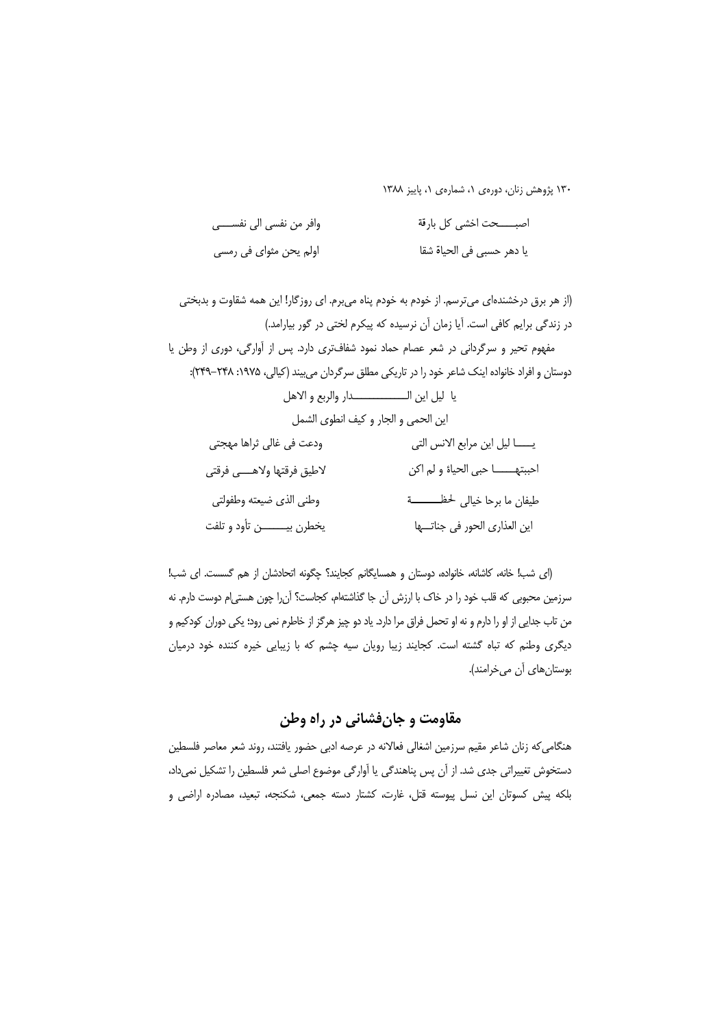| | |
|---|---|
| اصبـــــحت اخشى كل بارقة | وافر من نفسى الى نفســـــى |
| يا دهر حسبى فى الحياة شقا | اولم يحن مثواى فى رمسى |

(از هر برق درخشنده‌ای می‌ترسم. از خودم به خودم پناه می‌برم. ای روزگار! این همه شقاوت و بدبختی در زندگی برایم کافی است. آیا زمان آن نرسیده که پیکرم لختی در گور بیارامد.)

مفهوم تحیر و سرگردانی در شعر عصام حماد نمود شفاف‌تری دارد. پس از آوارگی، دوری از وطن یا دوستان و افراد خانواده اینک شاعر خود را در تاریکی مطلق سرگردان می‌بیند (کیالی، ۱۹۷۵: ۲۴۸-۲۴۹):

یا لیل این الـــــــــــــدار والربع و الاهل

این الحمى و الجار و کیف انطوى الشمل

| | |
|---|---|
| یـــــا لیل این مرابع الانس التی | ودعت فی غالی ثراها مهجتی |
| احببتهـــــــا حبی الحیاة و لم اکن | لاطیق فرقتها ولاهـــــی فرقتی |
| طیفان ما برحا خیالی لحظـــــــــة | وطنی الذی ضیعته وطفولتی |
| این العذاری الحور فی جناتـــها | یخطرن بیـــــــــن تأود و تلفت |

(ای شب! خانه، کاشانه، خانواده، دوستان و همسایگانم کجایند؟ چگونه اتحادشان از هم گسست. ای شب! سرزمین محبوبی که قلب خود را در خاک با ارزش آن جا گذاشته‌ام، کجاست؟ آن‌را چون هستی‌ام دوست دارم. نه من تاب جدایی از او را دارم و نه او تحمل فراق مرا دارد. یاد دو چیز هرگز از خاطرم نمی رود؛ یکی دوران کودکیم و دیگری وطنم که تباه گشته است. کجایند زیبا رویان سیه چشم که با زیبایی خیره کننده خود درمیان بوستان‌های آن می‌خرامند).

## مقاومت و جان‌فشانی در راه وطن

هنگامی‌که زنان شاعر مقیم سرزمین اشغالی فعالانه در عرصه ادبی حضور یافتند، روند شعر معاصر فلسطین دستخوش تغییراتی جدی شد. از آن پس پناهندگی یا آوارگی موضوع اصلی شعر فلسطین را تشکیل نمی‌داد، بلکه پیش کسوتان این نسل پیوسته قتل، غارت، کشتار دسته جمعی، شکنجه، تبعید، مصادره اراضی و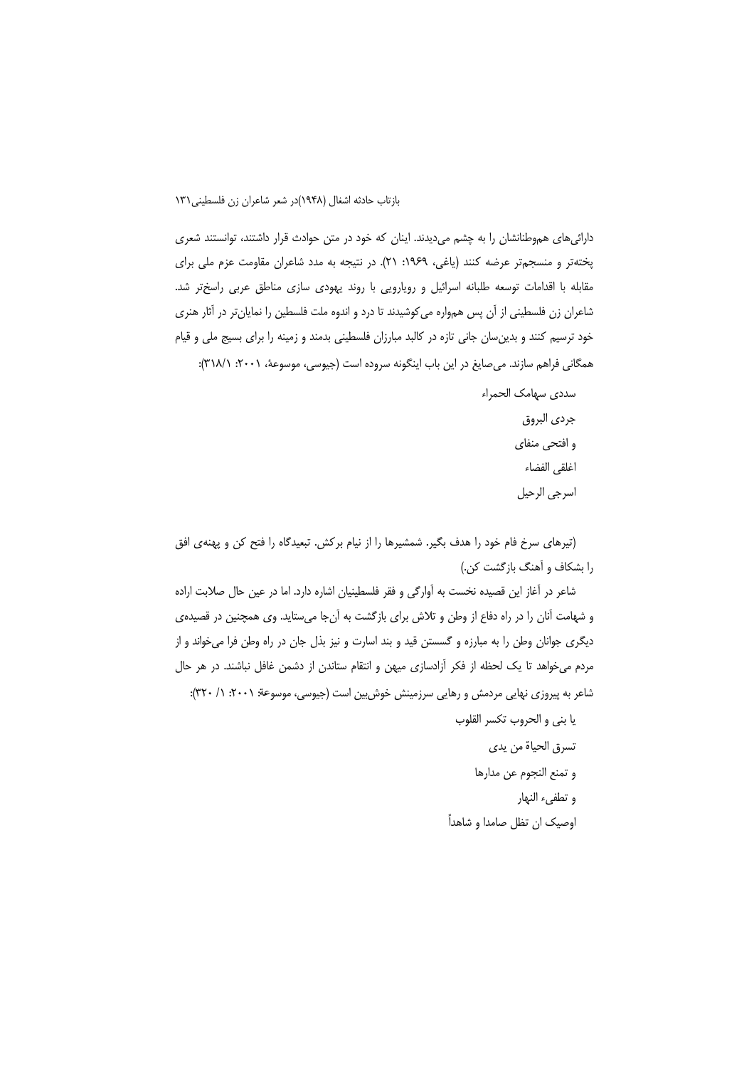دارائی‌های هم‌وطنانشان را به چشم می‌دیدند. اینان که خود در متن حوادث قرار داشتند، توانستند شعری پخته‌تر و منسجم‌تر عرضه کنند (یاغی، ۱۹۶۹: ۲۱). در نتیجه به مدد شاعران مقاومت عزم ملی برای مقابله با اقدامات توسعه طلبانه اسرائیل و رویارویی با روند یهودی سازی مناطق عربی راسخ‌تر شد. شاعران زن فلسطینی از آن پس همواره می‌کوشیدند تا درد و اندوه ملت فلسطین را نمایان‌تر در آثار هنری خود ترسیم کنند و بدین‌سان جانی تازه در کالبد مبارزان فلسطینی بدمند و زمینه را برای بسیج ملی و قیام همگانی فراهم سازند. می‌صایغ در این باب اینگونه سروده است (جیوسی، موسوعة، ۲۰۰۱: ۳۱۸/۱):

سددی سهامک الحمراء

جردی البروق

و افتحی منفای

اغلقی الفضاء

اسرجی الرحیل

(تیرهای سرخ فام خود را هدف بگیر. شمشیرها را از نیام برکش. تبعیدگاه را فتح کن و پهنه‌ی افق را بشکاف و آهنگ بازگشت کن.)

شاعر در آغاز این قصیده نخست به آوارگی و فقر فلسطینیان اشاره دارد. اما در عین حال صلابت اراده و شهامت آنان را در راه دفاع از وطن و تلاش برای بازگشت به آن‌جا می‌ستاید. وی همچنین در قصیده‌ی دیگری جوانان وطن را به مبارزه و گسستن قید و بند اسارت و نیز بذل جان در راه وطن فرا می‌خواند و از مردم می‌خواهد تا یک لحظه از فکر آزادسازی میهن و انتقام ستاندن از دشمن غافل نباشند. در هر حال شاعر به پیروزی نهایی مردمش و رهایی سرزمینش خوش‌بین است (جیوسی، موسوعة: ۲۰۰۱: ۱/ ۳۲۰):

یا بنی و الحروب تکسر القلوب

تسرق الحیاة من یدی

و تمنع النجوم عن مدارها

و تطفیء النهار

اوصیک ان تظل صامدا و شاهداً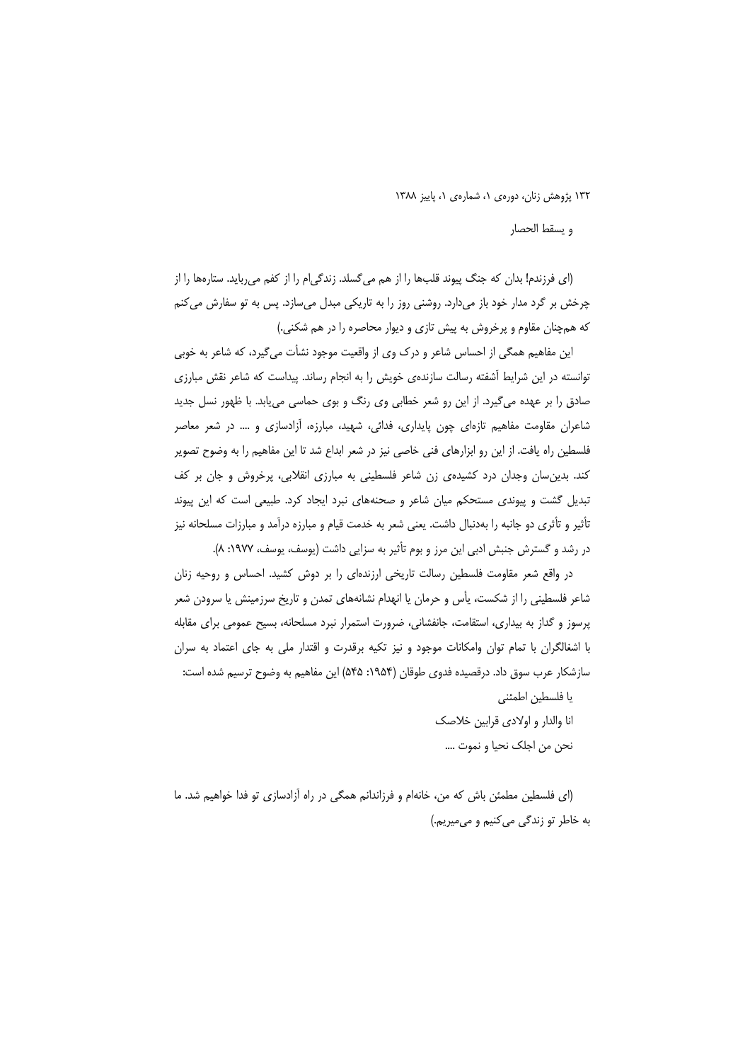و يسقط الحصار

(ای فرزندم! بدان که جنگ پیوند قلب‌ها را از هم می‌گسلد. زندگی‌ام را از کفم می‌رباید. ستاره‌ها را از چرخش بر گرد مدار خود باز می‌دارد. روشنی روز را به تاریکی مبدل می‌سازد. پس به تو سفارش می‌کنم که هم‌چنان مقاوم و پرخروش به پیش تازی و دیوار محاصره را در هم شکنی.)

این مفاهیم همگی از احساس شاعر و درک وی از واقعیت موجود نشأت می‌گیرد، که شاعر به خوبی توانسته در این شرایط آشفته رسالت سازنده‌ی خویش را به انجام رساند. پیداست که شاعر نقش مبارزی صادق را بر عهده می‌گیرد. از این رو شعر خطابی وی رنگ و بوی حماسی می‌یابد. با ظهور نسل جدید شاعران مقاومت مفاهیم تازه‌ای چون پایداری، فدائی، شهید، مبارزه، آزادسازی و .... در شعر معاصر فلسطین راه یافت. از این رو ابزارهای فنی خاصی نیز در شعر ابداع شد تا این مفاهیم را به وضوح تصویر کند. بدین‌سان وجدان درد کشیده‌ی زن شاعر فلسطینی به مبارزی انقلابی، پرخروش و جان بر کف تبدیل گشت و پیوندی مستحکم میان شاعر و صحنه‌های نبرد ایجاد کرد. طبیعی است که این پیوند تأثیر و تأثری دو جانبه را به‌دنبال داشت. یعنی شعر به خدمت قیام و مبارزه درآمد و مبارزات مسلحانه نیز در رشد و گسترش جنبش ادبی این مرز و بوم تأثیر به سزایی داشت (یوسف، یوسف، ۱۹۷۷: ۸).

در واقع شعر مقاومت فلسطین رسالت تاریخی ارزنده‌ای را بر دوش کشید. احساس و روحیه زنان شاعر فلسطینی را از شکست، یأس و حرمان یا انهدام نشانه‌های تمدن و تاریخ سرزمینش یا سرودن شعر پرسوز و گداز به بیداری، استقامت، جانفشانی، ضرورت استمرار نبرد مسلحانه، بسیج عمومی برای مقابله با اشغالگران با تمام توان وامکانات موجود و نیز تکیه برقدرت و اقتدار ملی به جای اعتماد به سران سازشکار عرب سوق داد. درقصیده فدوی طوقان (۱۹۵۴: ۵۴۵) این مفاهیم به وضوح ترسیم شده است:

يا فلسطين اطمئني

انا والدار و اولادي قرابين خلاصك

نحن من اجلك نحيا و نموت ....

(ای فلسطین مطمئن باش که من، خانه‌ام و فرزاندانم همگی در راه آزادسازی تو فدا خواهیم شد. ما به خاطر تو زندگی می‌کنیم و می‌میریم.)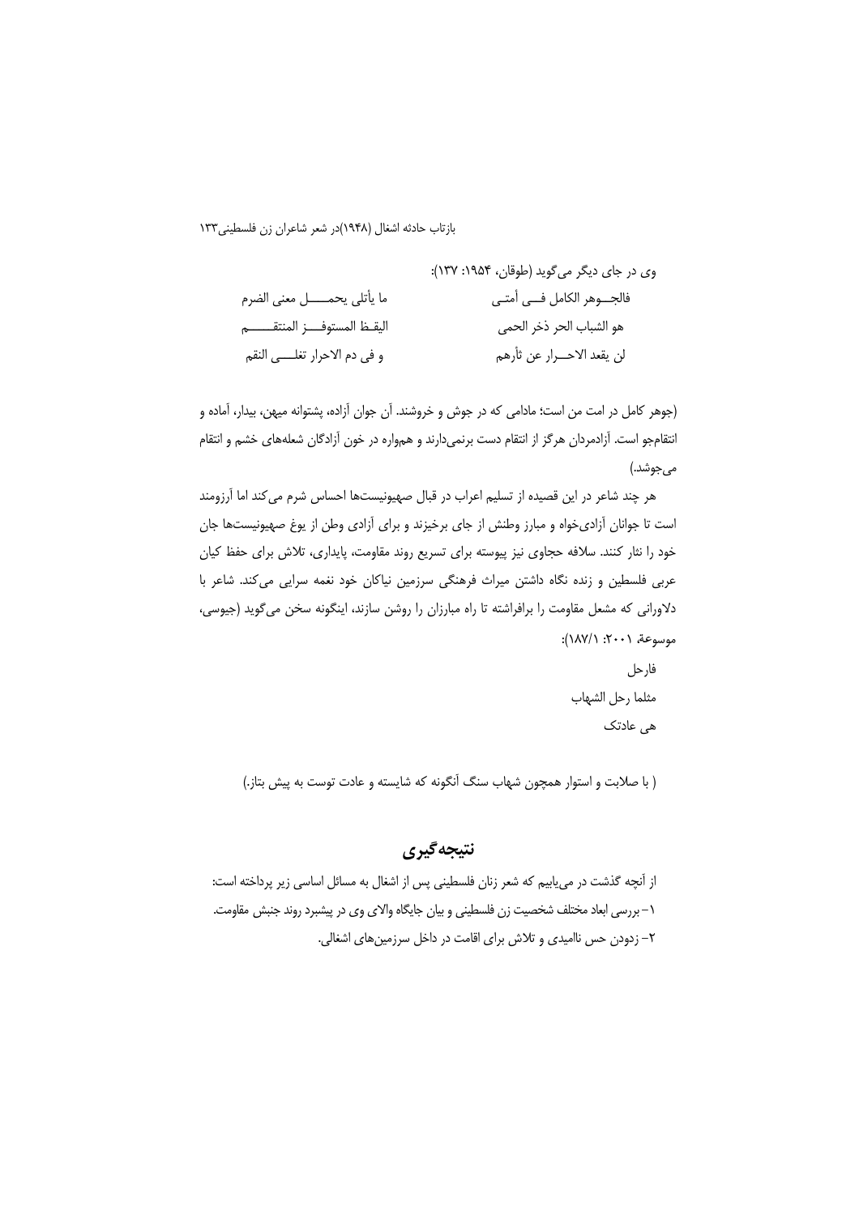وی در جای دیگر می‌گوید (طوقان، ۱۹۵۴: ۱۳۷):

فالجـــوهر الکامل فـــی أمتـــی &nbsp;&nbsp;&nbsp;&nbsp; ما یأتلی یحمـــــل معنی الضرم

هو الشباب الحر ذخر الحمی &nbsp;&nbsp;&nbsp;&nbsp; الیقـظ المستوفـــز المنتقـــــم

لن یقعد الاحـــرار عن ثأرهم &nbsp;&nbsp;&nbsp;&nbsp; و فی دم الاحرار تغلـــی النقم

(جوهر کامل در امت من است؛ مادامی که در جوش و خروشند. آن جوان آزاده، پشتوانه میهن، بیدار، آماده و انتقامجو است. آزادمردان هرگز از انتقام دست برنمی‌دارند و همواره در خون آزادگان شعله‌های خشم و انتقام می‌جوشد.)

هر چند شاعر در این قصیده از تسلیم اعراب در قبال صهیونیست‌ها احساس شرم می‌کند اما آرزومند است تا جوانان آزادی‌خواه و مبارز وطنش از جای برخیزند و برای آزادی وطن از یوغ صهیونیست‌ها جان خود را نثار کنند. سلافه حجاوی نیز پیوسته برای تسریع روند مقاومت، پایداری، تلاش برای حفظ کیان عربی فلسطین و زنده نگاه داشتن میراث فرهنگی سرزمین نیاکان خود نغمه سرایی می‌کند. شاعر با دلاورانی که مشعل مقاومت را برافراشته تا راه مبارزان را روشن سازند، اینگونه سخن می‌گوید (جیوسی، موسوعة، ۲۰۰۱: ۱۸۷/۱):

فارحل

مثلما رحل الشهاب

هی عادتک

( با صلابت و استوار همچون شهاب سنگ آنگونه که شایسته و عادت توست به پیش بتاز.)

## نتیجه‌گیری

از آنچه گذشت در می‌یابیم که شعر زنان فلسطینی پس از اشغال به مسائل اساسی زیر پرداخته است:

۱- بررسی ابعاد مختلف شخصیت زن فلسطینی و بیان جایگاه والای وی در پیشبرد روند جنبش مقاومت.

۲- زدودن حس ناامیدی و تلاش برای اقامت در داخل سرزمین‌های اشغالی.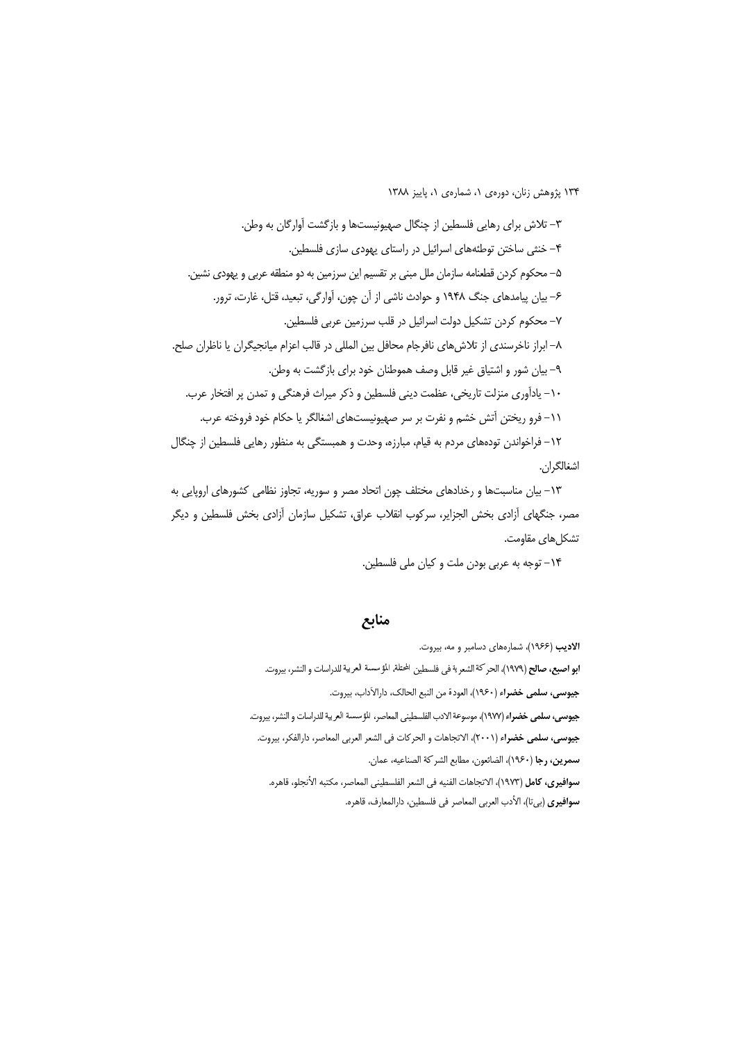۳– تلاش برای رهایی فلسطین از چنگال صهیونیست‌ها و بازگشت آوارگان به وطن.

۴– خنثی ساختن توطئه‌های اسرائیل در راستای یهودی سازی فلسطین.

۵– محکوم کردن قطعنامه سازمان ملل مبنی بر تقسیم این سرزمین به دو منطقه عربی و یهودی نشین.

۶– بیان پیامدهای جنگ ۱۹۴۸ و حوادث ناشی از آن چون، آوارگی، تبعید، قتل، غارت، ترور.

۷– محکوم کردن تشکیل دولت اسرائیل در قلب سرزمین عربی فلسطین.

۸– ابراز ناخرسندی از تلاش‌های نافرجام محافل بین المللی در قالب اعزام میانجیگران یا ناظران صلح.

۹– بیان شور و اشتیاق غیر قابل وصف هموطنان خود برای بازگشت به وطن.

۱۰– یادآوری منزلت تاریخی، عظمت دینی فلسطین و ذکر میراث فرهنگی و تمدن پر افتخار عرب.

۱۱– فرو ریختن آتش خشم و نفرت بر سر صهیونیست‌های اشغالگر یا حکام خود فروخته عرب.

۱۲– فراخواندن توده‌های مردم به قیام، مبارزه، وحدت و همبستگی به منظور رهایی فلسطین از چنگال اشغالگران.

۱۳– بیان مناسبت‌ها و رخدادهای مختلف چون اتحاد مصر و سوریه، تجاوز نظامی کشورهای اروپایی به مصر، جنگهای آزادی بخش الجزایر، سرکوب انقلاب عراق، تشکیل سازمان آزادی بخش فلسطین و دیگر تشکل‌های مقاومت.

۱۴– توجه به عربی بودن ملت و کیان ملی فلسطین.

## منابع

**الادیب** (۱۹۶۶)، شماره‌های دسامبر و مه، بیروت.

**ابو اصبع، صالح** (۱۹۷۹)، الحركة الشعرية فی فلسطين المحتلة، المؤسسة العربية للدراسات و النشر، بيروت.

**جیوسی، سلمی خضراء** (۱۹۶۰)، العودة من النبع الحالك، دارالآداب، بیروت.

**جیوسی، سلمی خضراء** (۱۹۷۷)، موسوعة الادب الفلسطيني المعاصر، المؤسسة العربية للدراسات و النشر، بيروت.

**جیوسی، سلمی خضراء** (۲۰۰۱)، الاتجاهات و الحركات فی الشعر العربی المعاصر، دارالفکر، بیروت.

**سمرین، رجا** (۱۹۶۰)، الضائعون، مطابع الشركة الصناعیه، عمان.

**سوافیری، کامل** (۱۹۷۳)، الاتجاهات الفنیه فی الشعر الفلسطینی المعاصر، مکتبه الأنجلو، قاهره.

**سوافیری** (بی‌تا)، الأدب العربی المعاصر فی فلسطین، دارالمعارف، قاهره.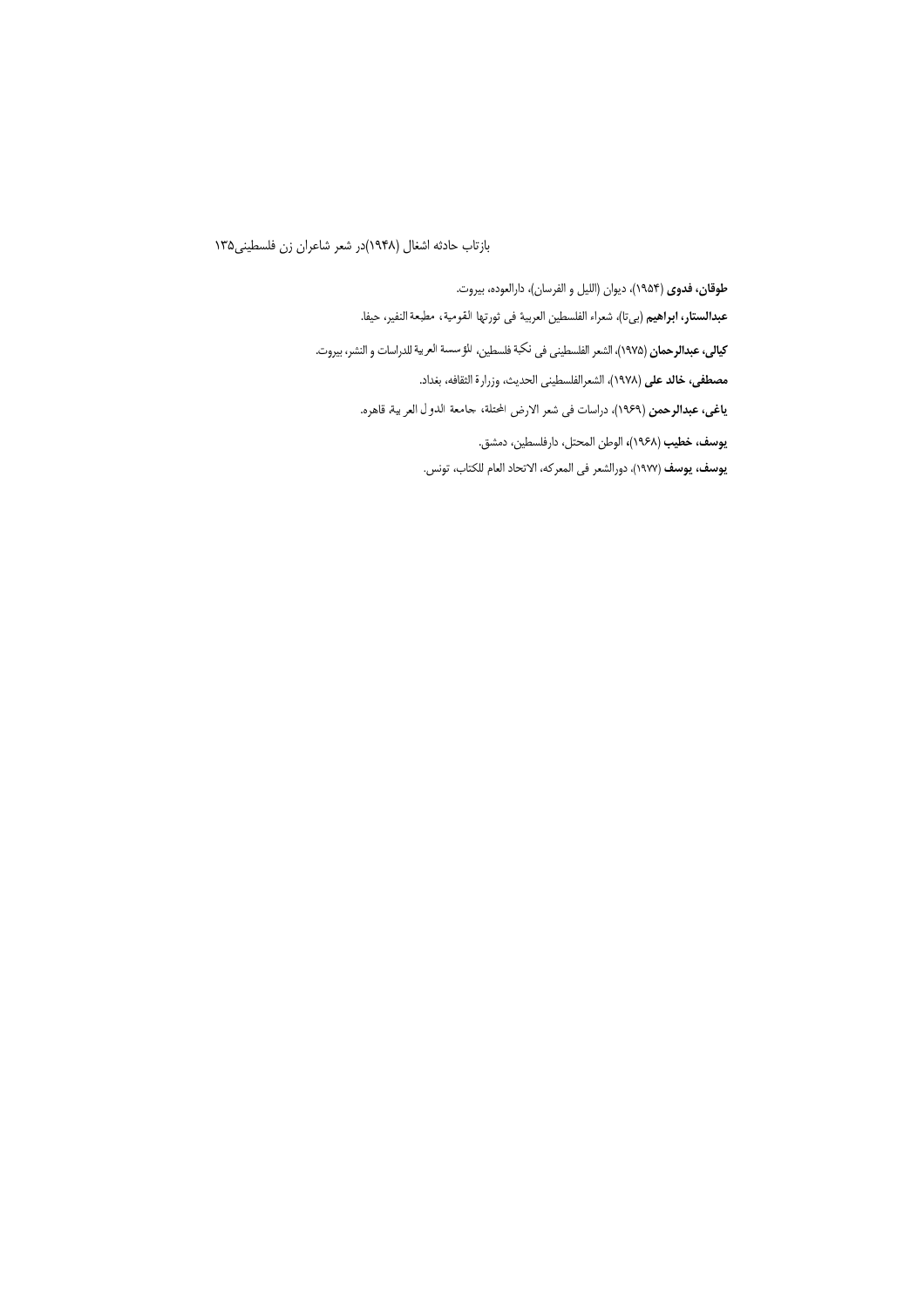**طوقان، فدوی** (۱۹۵۴)، دیوان (اللیل و الفرسان)، دارالعوده، بیروت.

**عبدالستار، ابراهیم** (بی‌تا)، شعراء الفلسطین العربیۀ فی ثورتها القومیة، مطبعة النفیر، حیفا.

**کیالی، عبدالرحمان** (۱۹۷۵)، الشعر الفلسطینی فی نکبة فلسطین، المؤسسة العربیة للدراسات و النشر، بیروت.

**مصطفی، خالد علی** (۱۹۷۸)، الشعرالفلسطینی الحدیث، وزرارة الثقافه، بغداد.

**یاغی، عبدالرحمن** (۱۹۶۹)، دراسات فی شعر الارض المحتلة، جامعة الدول العربیة، قاهره.

**یوسف، خطیب** (۱۹۶۸)، الوطن المحتل، دارفلسطین، دمشق.

**یوسف، یوسف** (۱۹۷۷)، دورالشعر فی المعرکه، الاتحاد العام للکتاب، تونس.